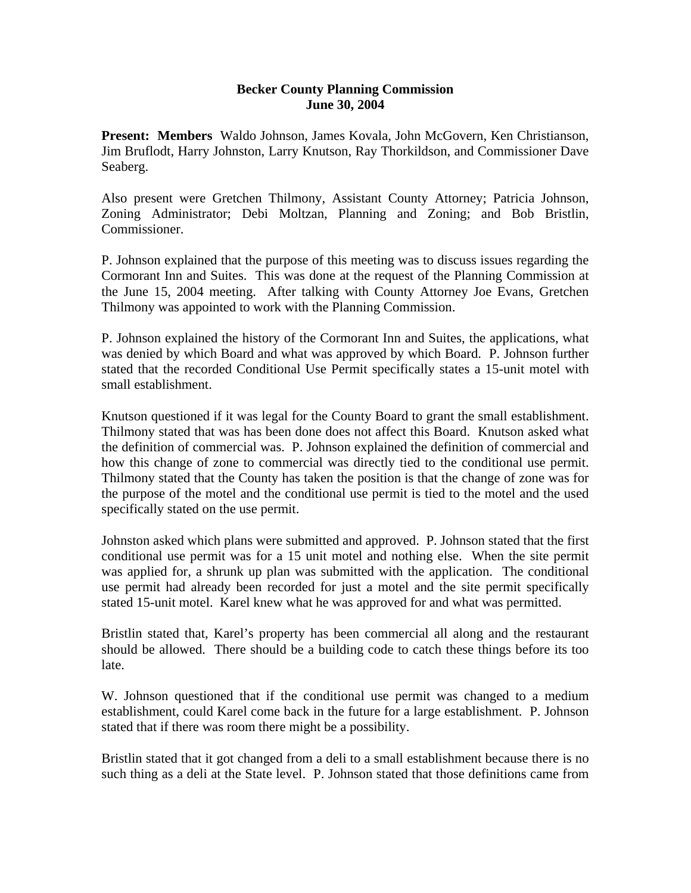**Becker County Planning Commission**
**June 30, 2004**

**Present: Members** Waldo Johnson, James Kovala, John McGovern, Ken Christianson, Jim Bruflodt, Harry Johnston, Larry Knutson, Ray Thorkildson, and Commissioner Dave Seaberg.

Also present were Gretchen Thilmony, Assistant County Attorney; Patricia Johnson, Zoning Administrator; Debi Moltzan, Planning and Zoning; and Bob Bristlin, Commissioner.

P. Johnson explained that the purpose of this meeting was to discuss issues regarding the Cormorant Inn and Suites. This was done at the request of the Planning Commission at the June 15, 2004 meeting. After talking with County Attorney Joe Evans, Gretchen Thilmony was appointed to work with the Planning Commission.

P. Johnson explained the history of the Cormorant Inn and Suites, the applications, what was denied by which Board and what was approved by which Board. P. Johnson further stated that the recorded Conditional Use Permit specifically states a 15-unit motel with small establishment.

Knutson questioned if it was legal for the County Board to grant the small establishment. Thilmony stated that was has been done does not affect this Board. Knutson asked what the definition of commercial was. P. Johnson explained the definition of commercial and how this change of zone to commercial was directly tied to the conditional use permit. Thilmony stated that the County has taken the position is that the change of zone was for the purpose of the motel and the conditional use permit is tied to the motel and the used specifically stated on the use permit.

Johnston asked which plans were submitted and approved. P. Johnson stated that the first conditional use permit was for a 15 unit motel and nothing else. When the site permit was applied for, a shrunk up plan was submitted with the application. The conditional use permit had already been recorded for just a motel and the site permit specifically stated 15-unit motel. Karel knew what he was approved for and what was permitted.

Bristlin stated that, Karel's property has been commercial all along and the restaurant should be allowed. There should be a building code to catch these things before its too late.

W. Johnson questioned that if the conditional use permit was changed to a medium establishment, could Karel come back in the future for a large establishment. P. Johnson stated that if there was room there might be a possibility.

Bristlin stated that it got changed from a deli to a small establishment because there is no such thing as a deli at the State level. P. Johnson stated that those definitions came from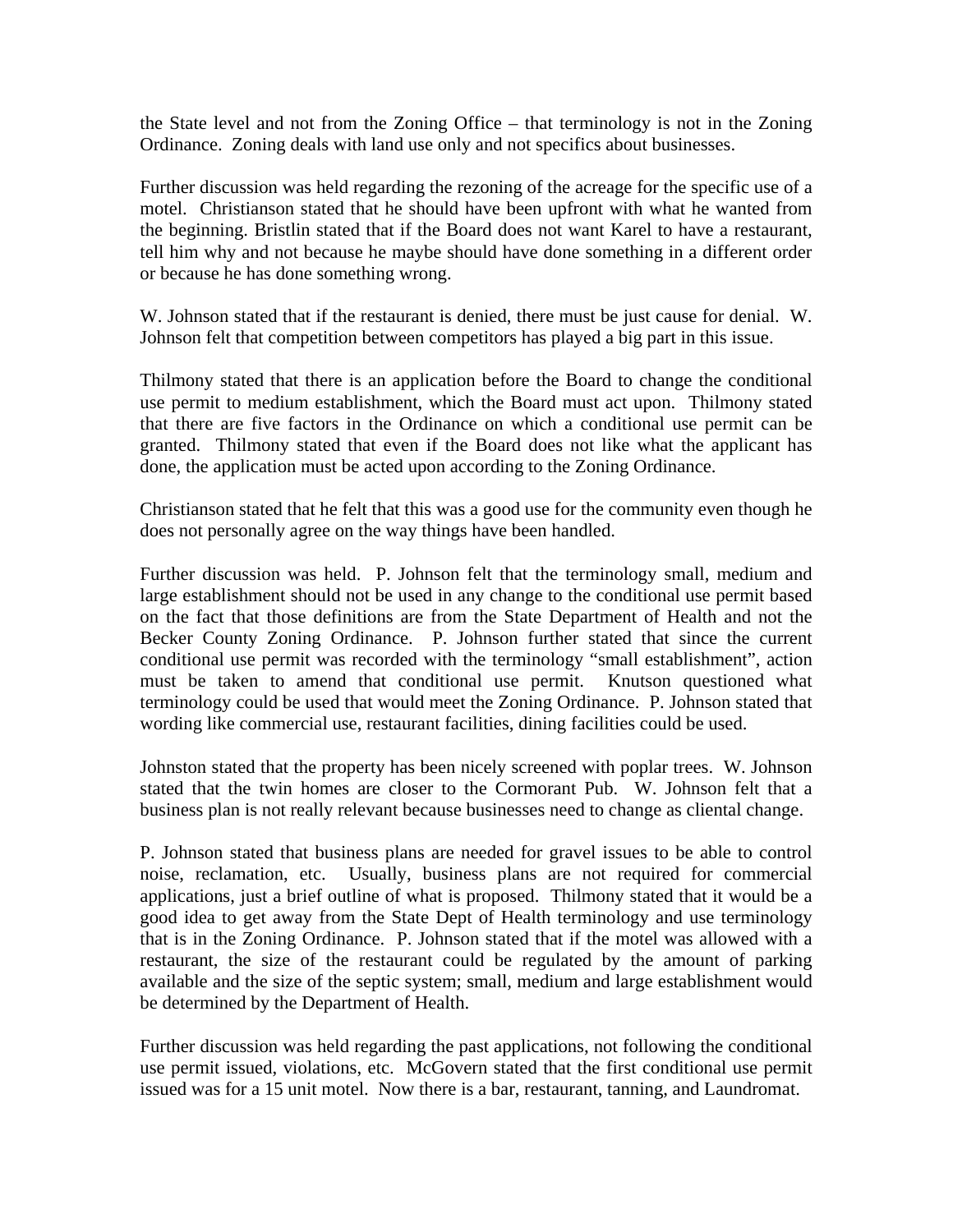the State level and not from the Zoning Office – that terminology is not in the Zoning Ordinance. Zoning deals with land use only and not specifics about businesses.

Further discussion was held regarding the rezoning of the acreage for the specific use of a motel. Christianson stated that he should have been upfront with what he wanted from the beginning. Bristlin stated that if the Board does not want Karel to have a restaurant, tell him why and not because he maybe should have done something in a different order or because he has done something wrong.

W. Johnson stated that if the restaurant is denied, there must be just cause for denial. W. Johnson felt that competition between competitors has played a big part in this issue.

Thilmony stated that there is an application before the Board to change the conditional use permit to medium establishment, which the Board must act upon. Thilmony stated that there are five factors in the Ordinance on which a conditional use permit can be granted. Thilmony stated that even if the Board does not like what the applicant has done, the application must be acted upon according to the Zoning Ordinance.

Christianson stated that he felt that this was a good use for the community even though he does not personally agree on the way things have been handled.

Further discussion was held. P. Johnson felt that the terminology small, medium and large establishment should not be used in any change to the conditional use permit based on the fact that those definitions are from the State Department of Health and not the Becker County Zoning Ordinance. P. Johnson further stated that since the current conditional use permit was recorded with the terminology "small establishment", action must be taken to amend that conditional use permit. Knutson questioned what terminology could be used that would meet the Zoning Ordinance. P. Johnson stated that wording like commercial use, restaurant facilities, dining facilities could be used.

Johnston stated that the property has been nicely screened with poplar trees. W. Johnson stated that the twin homes are closer to the Cormorant Pub. W. Johnson felt that a business plan is not really relevant because businesses need to change as cliental change.

P. Johnson stated that business plans are needed for gravel issues to be able to control noise, reclamation, etc. Usually, business plans are not required for commercial applications, just a brief outline of what is proposed. Thilmony stated that it would be a good idea to get away from the State Dept of Health terminology and use terminology that is in the Zoning Ordinance. P. Johnson stated that if the motel was allowed with a restaurant, the size of the restaurant could be regulated by the amount of parking available and the size of the septic system; small, medium and large establishment would be determined by the Department of Health.

Further discussion was held regarding the past applications, not following the conditional use permit issued, violations, etc. McGovern stated that the first conditional use permit issued was for a 15 unit motel. Now there is a bar, restaurant, tanning, and Laundromat.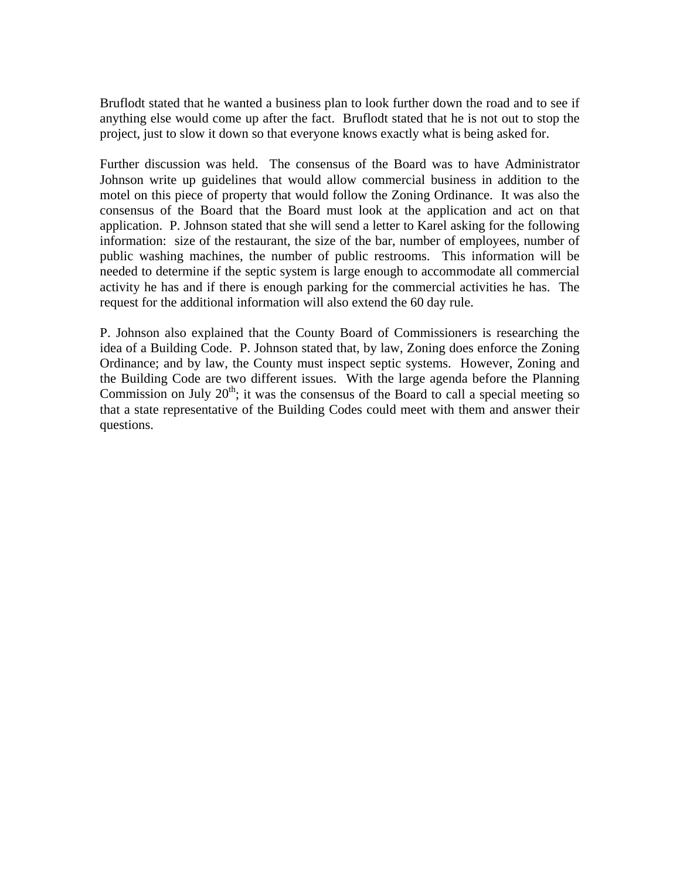Bruflodt stated that he wanted a business plan to look further down the road and to see if anything else would come up after the fact. Bruflodt stated that he is not out to stop the project, just to slow it down so that everyone knows exactly what is being asked for.

Further discussion was held. The consensus of the Board was to have Administrator Johnson write up guidelines that would allow commercial business in addition to the motel on this piece of property that would follow the Zoning Ordinance. It was also the consensus of the Board that the Board must look at the application and act on that application. P. Johnson stated that she will send a letter to Karel asking for the following information: size of the restaurant, the size of the bar, number of employees, number of public washing machines, the number of public restrooms. This information will be needed to determine if the septic system is large enough to accommodate all commercial activity he has and if there is enough parking for the commercial activities he has. The request for the additional information will also extend the 60 day rule.

P. Johnson also explained that the County Board of Commissioners is researching the idea of a Building Code. P. Johnson stated that, by law, Zoning does enforce the Zoning Ordinance; and by law, the County must inspect septic systems. However, Zoning and the Building Code are two different issues. With the large agenda before the Planning Commission on July 20th; it was the consensus of the Board to call a special meeting so that a state representative of the Building Codes could meet with them and answer their questions.